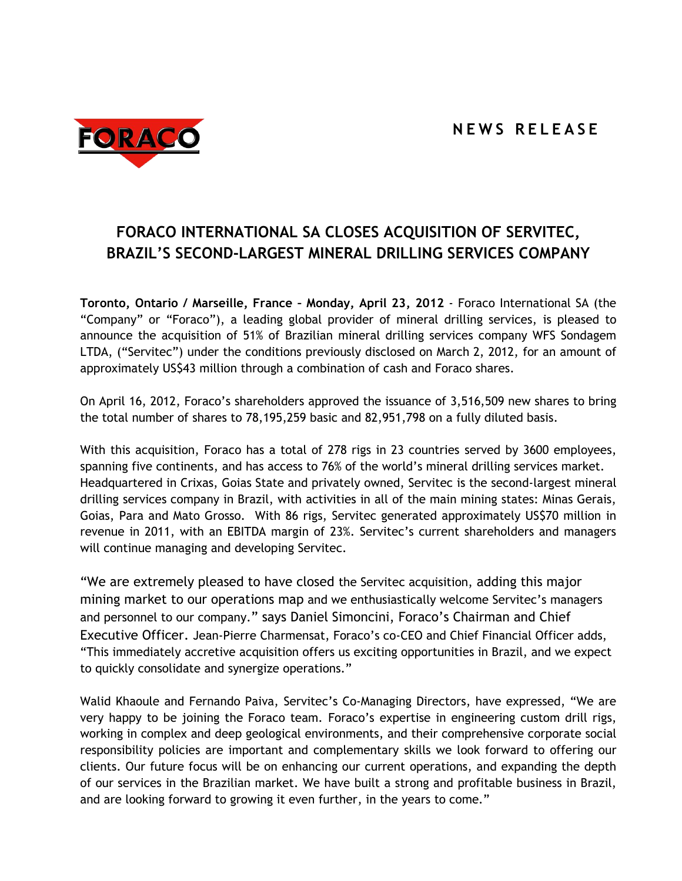**NEWS RELEASE**

# FORACO INTERNATIONAL SA CLOSES ACQUISITION OF SERVITEC, BRAZIL'S SECOND-LARGEST MINERAL DRILLING SERVICES COMPANY

**Toronto, Ontario / Marseille, France – Monday, April 23, 2012** - Foraco International SA (the "Company" or "Foraco"), a leading global provider of mineral drilling services, is pleased to announce the acquisition of 51% of Brazilian mineral drilling services company WFS Sondagem LTDA, ("Servitec") under the conditions previously disclosed on March 2, 2012, for an amount of approximately US$43 million through a combination of cash and Foraco shares.

On April 16, 2012, Foraco's shareholders approved the issuance of 3,516,509 new shares to bring the total number of shares to 78,195,259 basic and 82,951,798 on a fully diluted basis.

With this acquisition, Foraco has a total of 278 rigs in 23 countries served by 3600 employees, spanning five continents, and has access to 76% of the world's mineral drilling services market. Headquartered in Crixas, Goias State and privately owned, Servitec is the second-largest mineral drilling services company in Brazil, with activities in all of the main mining states: Minas Gerais, Goias, Para and Mato Grosso. With 86 rigs, Servitec generated approximately US$70 million in revenue in 2011, with an EBITDA margin of 23%. Servitec's current shareholders and managers will continue managing and developing Servitec.

"We are extremely pleased to have closed the Servitec acquisition, adding this major mining market to our operations map and we enthusiastically welcome Servitec's managers and personnel to our company." says Daniel Simoncini, Foraco's Chairman and Chief Executive Officer. Jean-Pierre Charmensat, Foraco's co-CEO and Chief Financial Officer adds, "This immediately accretive acquisition offers us exciting opportunities in Brazil, and we expect to quickly consolidate and synergize operations."

Walid Khaoule and Fernando Paiva, Servitec's Co-Managing Directors, have expressed, "We are very happy to be joining the Foraco team. Foraco's expertise in engineering custom drill rigs, working in complex and deep geological environments, and their comprehensive corporate social responsibility policies are important and complementary skills we look forward to offering our clients. Our future focus will be on enhancing our current operations, and expanding the depth of our services in the Brazilian market. We have built a strong and profitable business in Brazil, and are looking forward to growing it even further, in the years to come."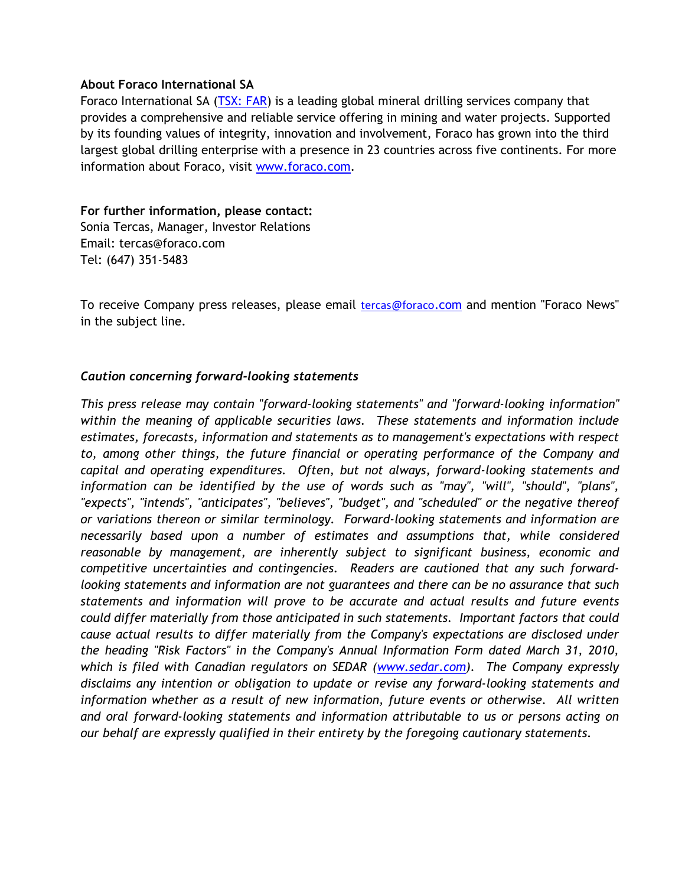**About Foraco International SA**

Foraco International SA (TSX: FAR) is a leading global mineral drilling services company that provides a comprehensive and reliable service offering in mining and water projects. Supported by its founding values of integrity, innovation and involvement, Foraco has grown into the third largest global drilling enterprise with a presence in 23 countries across five continents. For more information about Foraco, visit www.foraco.com.

**For further information, please contact:**
Sonia Tercas, Manager, Investor Relations
Email: tercas@foraco.com
Tel: (647) 351-5483

To receive Company press releases, please email tercas@foraco.com and mention "Foraco News" in the subject line.

***Caution concerning forward-looking statements***

*This press release may contain "forward-looking statements" and "forward-looking information" within the meaning of applicable securities laws. These statements and information include estimates, forecasts, information and statements as to management's expectations with respect to, among other things, the future financial or operating performance of the Company and capital and operating expenditures. Often, but not always, forward-looking statements and information can be identified by the use of words such as "may", "will", "should", "plans", "expects", "intends", "anticipates", "believes", "budget", and "scheduled" or the negative thereof or variations thereon or similar terminology. Forward-looking statements and information are necessarily based upon a number of estimates and assumptions that, while considered reasonable by management, are inherently subject to significant business, economic and competitive uncertainties and contingencies. Readers are cautioned that any such forward-looking statements and information are not guarantees and there can be no assurance that such statements and information will prove to be accurate and actual results and future events could differ materially from those anticipated in such statements. Important factors that could cause actual results to differ materially from the Company's expectations are disclosed under the heading "Risk Factors" in the Company's Annual Information Form dated March 31, 2010, which is filed with Canadian regulators on SEDAR (www.sedar.com). The Company expressly disclaims any intention or obligation to update or revise any forward-looking statements and information whether as a result of new information, future events or otherwise. All written and oral forward-looking statements and information attributable to us or persons acting on our behalf are expressly qualified in their entirety by the foregoing cautionary statements.*